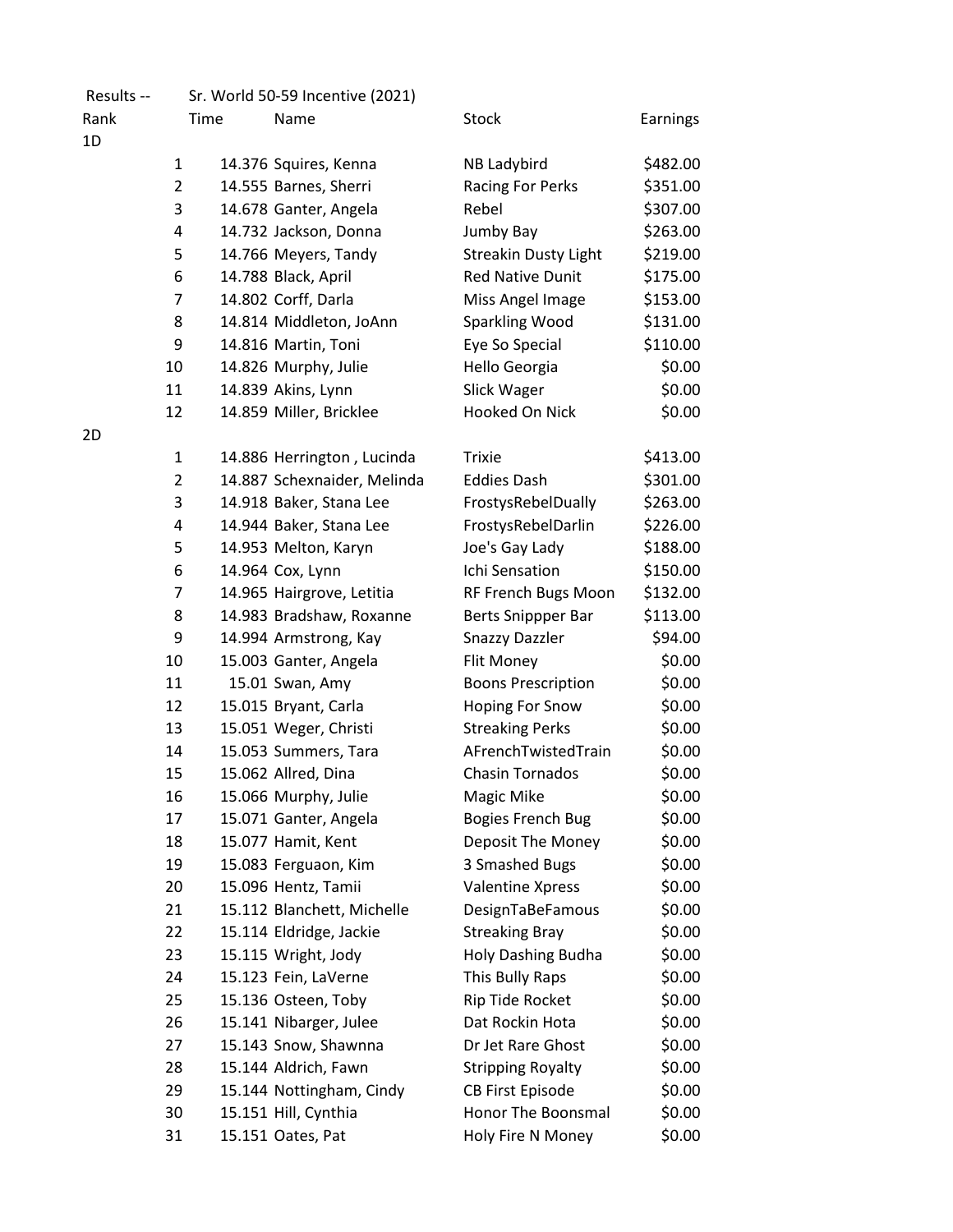Results -- Sr. World 50-59 Incentive (2021)

| Rank | | Time | Name | Stock | Earnings |
|---|---|---|---|---|---|
| 1D | | | | | |
| | 1 | 14.376 | Squires, Kenna | NB Ladybird | $482.00 |
| | 2 | 14.555 | Barnes, Sherri | Racing For Perks | $351.00 |
| | 3 | 14.678 | Ganter, Angela | Rebel | $307.00 |
| | 4 | 14.732 | Jackson, Donna | Jumby Bay | $263.00 |
| | 5 | 14.766 | Meyers, Tandy | Streakin Dusty Light | $219.00 |
| | 6 | 14.788 | Black, April | Red Native Dunit | $175.00 |
| | 7 | 14.802 | Corff, Darla | Miss Angel Image | $153.00 |
| | 8 | 14.814 | Middleton, JoAnn | Sparkling Wood | $131.00 |
| | 9 | 14.816 | Martin, Toni | Eye So Special | $110.00 |
| | 10 | 14.826 | Murphy, Julie | Hello Georgia | $0.00 |
| | 11 | 14.839 | Akins, Lynn | Slick Wager | $0.00 |
| | 12 | 14.859 | Miller, Bricklee | Hooked On Nick | $0.00 |
| 2D | | | | | |
| | 1 | 14.886 | Herrington , Lucinda | Trixie | $413.00 |
| | 2 | 14.887 | Schexnaider, Melinda | Eddies Dash | $301.00 |
| | 3 | 14.918 | Baker, Stana Lee | FrostysRebelDually | $263.00 |
| | 4 | 14.944 | Baker, Stana Lee | FrostysRebelDarlin | $226.00 |
| | 5 | 14.953 | Melton, Karyn | Joe's Gay Lady | $188.00 |
| | 6 | 14.964 | Cox, Lynn | Ichi Sensation | $150.00 |
| | 7 | 14.965 | Hairgrove, Letitia | RF French Bugs Moon | $132.00 |
| | 8 | 14.983 | Bradshaw, Roxanne | Berts Snippper Bar | $113.00 |
| | 9 | 14.994 | Armstrong, Kay | Snazzy Dazzler | $94.00 |
| | 10 | 15.003 | Ganter, Angela | Flit Money | $0.00 |
| | 11 | 15.01 | Swan, Amy | Boons Prescription | $0.00 |
| | 12 | 15.015 | Bryant, Carla | Hoping For Snow | $0.00 |
| | 13 | 15.051 | Weger, Christi | Streaking Perks | $0.00 |
| | 14 | 15.053 | Summers, Tara | AFrenchTwistedTrain | $0.00 |
| | 15 | 15.062 | Allred, Dina | Chasin Tornados | $0.00 |
| | 16 | 15.066 | Murphy, Julie | Magic Mike | $0.00 |
| | 17 | 15.071 | Ganter, Angela | Bogies French Bug | $0.00 |
| | 18 | 15.077 | Hamit, Kent | Deposit The Money | $0.00 |
| | 19 | 15.083 | Ferguaon, Kim | 3 Smashed Bugs | $0.00 |
| | 20 | 15.096 | Hentz, Tamii | Valentine Xpress | $0.00 |
| | 21 | 15.112 | Blanchett, Michelle | DesignTaBeFamous | $0.00 |
| | 22 | 15.114 | Eldridge, Jackie | Streaking Bray | $0.00 |
| | 23 | 15.115 | Wright, Jody | Holy Dashing Budha | $0.00 |
| | 24 | 15.123 | Fein, LaVerne | This Bully Raps | $0.00 |
| | 25 | 15.136 | Osteen, Toby | Rip Tide Rocket | $0.00 |
| | 26 | 15.141 | Nibarger, Julee | Dat Rockin Hota | $0.00 |
| | 27 | 15.143 | Snow, Shawnna | Dr Jet Rare Ghost | $0.00 |
| | 28 | 15.144 | Aldrich, Fawn | Stripping Royalty | $0.00 |
| | 29 | 15.144 | Nottingham, Cindy | CB First Episode | $0.00 |
| | 30 | 15.151 | Hill, Cynthia | Honor The Boonsmal | $0.00 |
| | 31 | 15.151 | Oates, Pat | Holy Fire N Money | $0.00 |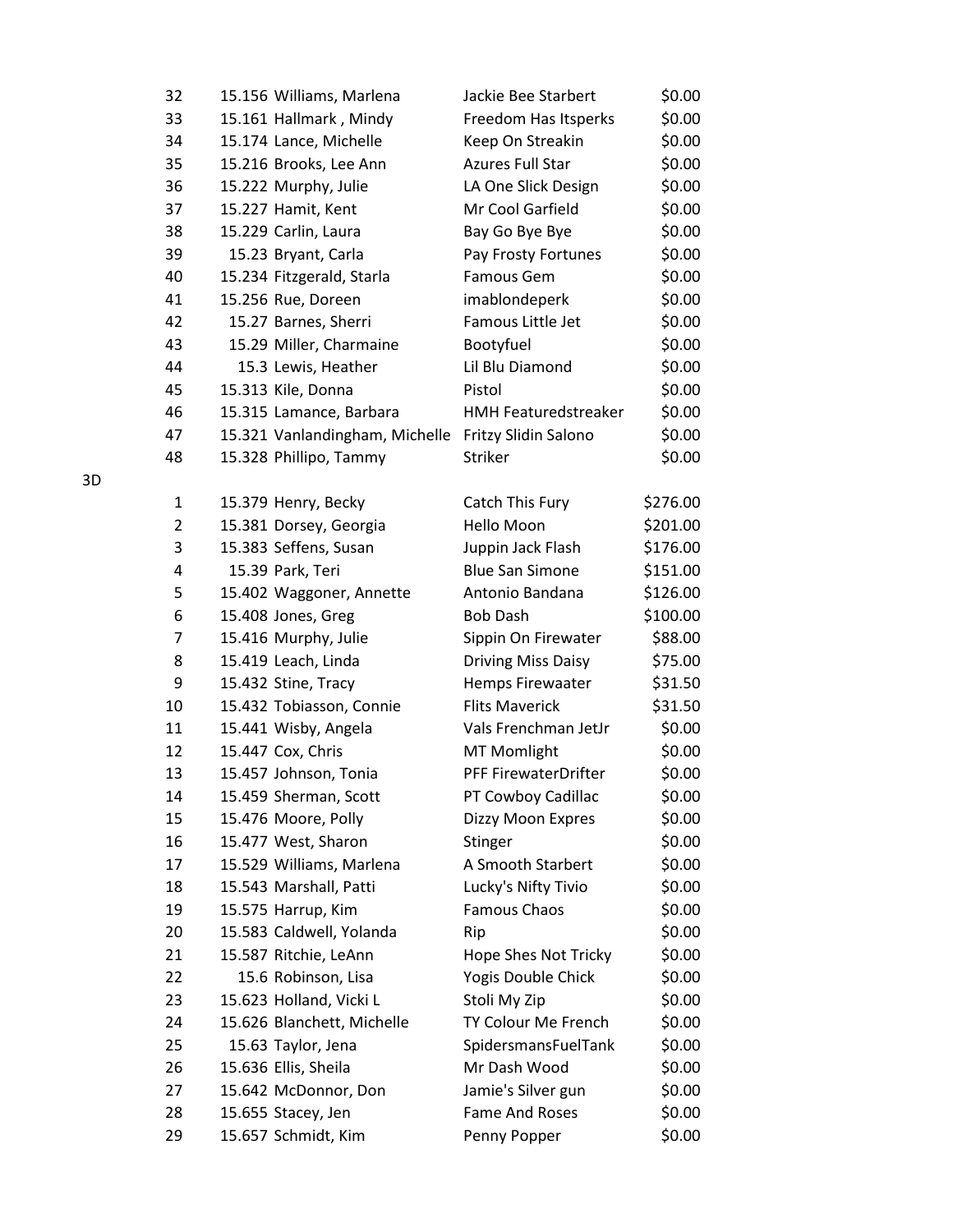| | | | | |
|---|---|---|---|---|
| 32 | 15.156 | Williams, Marlena | Jackie Bee Starbert | $0.00 |
| 33 | 15.161 | Hallmark , Mindy | Freedom Has Itsperks | $0.00 |
| 34 | 15.174 | Lance, Michelle | Keep On Streakin | $0.00 |
| 35 | 15.216 | Brooks, Lee Ann | Azures Full Star | $0.00 |
| 36 | 15.222 | Murphy, Julie | LA One Slick Design | $0.00 |
| 37 | 15.227 | Hamit, Kent | Mr Cool Garfield | $0.00 |
| 38 | 15.229 | Carlin, Laura | Bay Go Bye Bye | $0.00 |
| 39 | 15.23 | Bryant, Carla | Pay Frosty Fortunes | $0.00 |
| 40 | 15.234 | Fitzgerald, Starla | Famous Gem | $0.00 |
| 41 | 15.256 | Rue, Doreen | imablondeperk | $0.00 |
| 42 | 15.27 | Barnes, Sherri | Famous Little Jet | $0.00 |
| 43 | 15.29 | Miller, Charmaine | Bootyfuel | $0.00 |
| 44 | 15.3 | Lewis, Heather | Lil Blu Diamond | $0.00 |
| 45 | 15.313 | Kile, Donna | Pistol | $0.00 |
| 46 | 15.315 | Lamance, Barbara | HMH Featuredstreaker | $0.00 |
| 47 | 15.321 | Vanlandingham, Michelle | Fritzy Slidin Salono | $0.00 |
| 48 | 15.328 | Phillipo, Tammy | Striker | $0.00 |

3D

| | | | | |
|---|---|---|---|---|
| 1 | 15.379 | Henry, Becky | Catch This Fury | $276.00 |
| 2 | 15.381 | Dorsey, Georgia | Hello Moon | $201.00 |
| 3 | 15.383 | Seffens, Susan | Juppin Jack Flash | $176.00 |
| 4 | 15.39 | Park, Teri | Blue San Simone | $151.00 |
| 5 | 15.402 | Waggoner, Annette | Antonio Bandana | $126.00 |
| 6 | 15.408 | Jones, Greg | Bob Dash | $100.00 |
| 7 | 15.416 | Murphy, Julie | Sippin On Firewater | $88.00 |
| 8 | 15.419 | Leach, Linda | Driving Miss Daisy | $75.00 |
| 9 | 15.432 | Stine, Tracy | Hemps Firewaater | $31.50 |
| 10 | 15.432 | Tobiasson, Connie | Flits Maverick | $31.50 |
| 11 | 15.441 | Wisby, Angela | Vals Frenchman JetJr | $0.00 |
| 12 | 15.447 | Cox, Chris | MT Momlight | $0.00 |
| 13 | 15.457 | Johnson, Tonia | PFF FirewaterDrifter | $0.00 |
| 14 | 15.459 | Sherman, Scott | PT Cowboy Cadillac | $0.00 |
| 15 | 15.476 | Moore, Polly | Dizzy Moon Expres | $0.00 |
| 16 | 15.477 | West, Sharon | Stinger | $0.00 |
| 17 | 15.529 | Williams, Marlena | A Smooth Starbert | $0.00 |
| 18 | 15.543 | Marshall, Patti | Lucky's Nifty Tivio | $0.00 |
| 19 | 15.575 | Harrup, Kim | Famous Chaos | $0.00 |
| 20 | 15.583 | Caldwell, Yolanda | Rip | $0.00 |
| 21 | 15.587 | Ritchie, LeAnn | Hope Shes Not Tricky | $0.00 |
| 22 | 15.6 | Robinson, Lisa | Yogis Double Chick | $0.00 |
| 23 | 15.623 | Holland, Vicki L | Stoli My Zip | $0.00 |
| 24 | 15.626 | Blanchett, Michelle | TY Colour Me French | $0.00 |
| 25 | 15.63 | Taylor, Jena | SpidersmansFuelTank | $0.00 |
| 26 | 15.636 | Ellis, Sheila | Mr Dash Wood | $0.00 |
| 27 | 15.642 | McDonnor, Don | Jamie's Silver gun | $0.00 |
| 28 | 15.655 | Stacey, Jen | Fame And Roses | $0.00 |
| 29 | 15.657 | Schmidt, Kim | Penny Popper | $0.00 |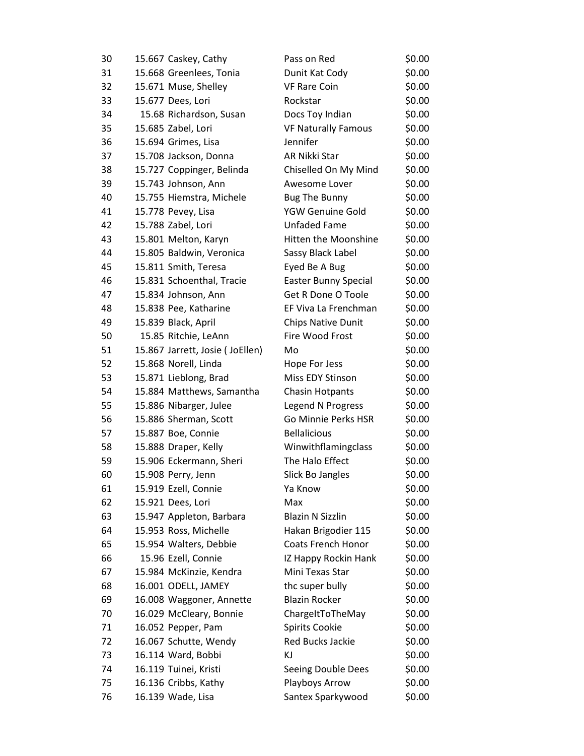| | | | |
|---|---|---|---|
| 30 | 15.667 Caskey, Cathy | Pass on Red | $0.00 |
| 31 | 15.668 Greenlees, Tonia | Dunit Kat Cody | $0.00 |
| 32 | 15.671 Muse, Shelley | VF Rare Coin | $0.00 |
| 33 | 15.677 Dees, Lori | Rockstar | $0.00 |
| 34 | 15.68 Richardson, Susan | Docs Toy Indian | $0.00 |
| 35 | 15.685 Zabel, Lori | VF Naturally Famous | $0.00 |
| 36 | 15.694 Grimes, Lisa | Jennifer | $0.00 |
| 37 | 15.708 Jackson, Donna | AR Nikki Star | $0.00 |
| 38 | 15.727 Coppinger, Belinda | Chiselled On My Mind | $0.00 |
| 39 | 15.743 Johnson, Ann | Awesome Lover | $0.00 |
| 40 | 15.755 Hiemstra, Michele | Bug The Bunny | $0.00 |
| 41 | 15.778 Pevey, Lisa | YGW Genuine Gold | $0.00 |
| 42 | 15.788 Zabel, Lori | Unfaded Fame | $0.00 |
| 43 | 15.801 Melton, Karyn | Hitten the Moonshine | $0.00 |
| 44 | 15.805 Baldwin, Veronica | Sassy Black Label | $0.00 |
| 45 | 15.811 Smith, Teresa | Eyed Be A Bug | $0.00 |
| 46 | 15.831 Schoenthal, Tracie | Easter Bunny Special | $0.00 |
| 47 | 15.834 Johnson, Ann | Get R Done O Toole | $0.00 |
| 48 | 15.838 Pee, Katharine | EF Viva La Frenchman | $0.00 |
| 49 | 15.839 Black, April | Chips Native Dunit | $0.00 |
| 50 | 15.85 Ritchie, LeAnn | Fire Wood Frost | $0.00 |
| 51 | 15.867 Jarrett, Josie ( JoEllen) | Mo | $0.00 |
| 52 | 15.868 Norell, Linda | Hope For Jess | $0.00 |
| 53 | 15.871 Lieblong, Brad | Miss EDY Stinson | $0.00 |
| 54 | 15.884 Matthews, Samantha | Chasin Hotpants | $0.00 |
| 55 | 15.886 Nibarger, Julee | Legend N Progress | $0.00 |
| 56 | 15.886 Sherman, Scott | Go Minnie Perks HSR | $0.00 |
| 57 | 15.887 Boe, Connie | Bellalicious | $0.00 |
| 58 | 15.888 Draper, Kelly | Winwithflamingclass | $0.00 |
| 59 | 15.906 Eckermann, Sheri | The Halo Effect | $0.00 |
| 60 | 15.908 Perry, Jenn | Slick Bo Jangles | $0.00 |
| 61 | 15.919 Ezell, Connie | Ya Know | $0.00 |
| 62 | 15.921 Dees, Lori | Max | $0.00 |
| 63 | 15.947 Appleton, Barbara | Blazin N Sizzlin | $0.00 |
| 64 | 15.953 Ross, Michelle | Hakan Brigodier 115 | $0.00 |
| 65 | 15.954 Walters, Debbie | Coats French Honor | $0.00 |
| 66 | 15.96 Ezell, Connie | IZ Happy Rockin Hank | $0.00 |
| 67 | 15.984 McKinzie, Kendra | Mini Texas Star | $0.00 |
| 68 | 16.001 ODELL, JAMEY | thc super bully | $0.00 |
| 69 | 16.008 Waggoner, Annette | Blazin Rocker | $0.00 |
| 70 | 16.029 McCleary, Bonnie | ChargeItToTheMay | $0.00 |
| 71 | 16.052 Pepper, Pam | Spirits Cookie | $0.00 |
| 72 | 16.067 Schutte, Wendy | Red Bucks Jackie | $0.00 |
| 73 | 16.114 Ward, Bobbi | KJ | $0.00 |
| 74 | 16.119 Tuinei, Kristi | Seeing Double Dees | $0.00 |
| 75 | 16.136 Cribbs, Kathy | Playboys Arrow | $0.00 |
| 76 | 16.139 Wade, Lisa | Santex Sparkywood | $0.00 |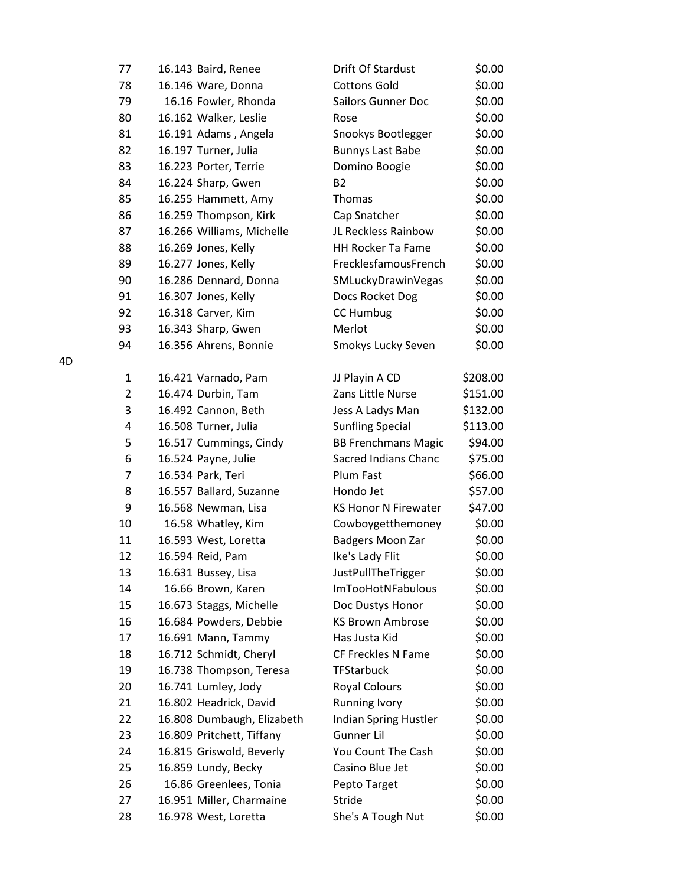| | | | | |
|---|---|---|---|---|
| | 77 | 16.143 Baird, Renee | Drift Of Stardust | $0.00 |
| | 78 | 16.146 Ware, Donna | Cottons Gold | $0.00 |
| | 79 | 16.16 Fowler, Rhonda | Sailors Gunner Doc | $0.00 |
| | 80 | 16.162 Walker, Leslie | Rose | $0.00 |
| | 81 | 16.191 Adams , Angela | Snookys Bootlegger | $0.00 |
| | 82 | 16.197 Turner, Julia | Bunnys Last Babe | $0.00 |
| | 83 | 16.223 Porter, Terrie | Domino Boogie | $0.00 |
| | 84 | 16.224 Sharp, Gwen | B2 | $0.00 |
| | 85 | 16.255 Hammett, Amy | Thomas | $0.00 |
| | 86 | 16.259 Thompson, Kirk | Cap Snatcher | $0.00 |
| | 87 | 16.266 Williams, Michelle | JL Reckless Rainbow | $0.00 |
| | 88 | 16.269 Jones, Kelly | HH Rocker Ta Fame | $0.00 |
| | 89 | 16.277 Jones, Kelly | FrecklesfamousFrench | $0.00 |
| | 90 | 16.286 Dennard, Donna | SMLuckyDrawinVegas | $0.00 |
| | 91 | 16.307 Jones, Kelly | Docs Rocket Dog | $0.00 |
| | 92 | 16.318 Carver, Kim | CC Humbug | $0.00 |
| | 93 | 16.343 Sharp, Gwen | Merlot | $0.00 |
| | 94 | 16.356 Ahrens, Bonnie | Smokys Lucky Seven | $0.00 |
| 4D | | | | |
| | 1 | 16.421 Varnado, Pam | JJ Playin A CD | $208.00 |
| | 2 | 16.474 Durbin, Tam | Zans Little Nurse | $151.00 |
| | 3 | 16.492 Cannon, Beth | Jess A Ladys Man | $132.00 |
| | 4 | 16.508 Turner, Julia | Sunfling Special | $113.00 |
| | 5 | 16.517 Cummings, Cindy | BB Frenchmans Magic | $94.00 |
| | 6 | 16.524 Payne, Julie | Sacred Indians Chanc | $75.00 |
| | 7 | 16.534 Park, Teri | Plum Fast | $66.00 |
| | 8 | 16.557 Ballard, Suzanne | Hondo Jet | $57.00 |
| | 9 | 16.568 Newman, Lisa | KS Honor N Firewater | $47.00 |
| | 10 | 16.58 Whatley, Kim | Cowboygetthemoney | $0.00 |
| | 11 | 16.593 West, Loretta | Badgers Moon Zar | $0.00 |
| | 12 | 16.594 Reid, Pam | Ike's Lady Flit | $0.00 |
| | 13 | 16.631 Bussey, Lisa | JustPullTheTrigger | $0.00 |
| | 14 | 16.66 Brown, Karen | ImTooHotNFabulous | $0.00 |
| | 15 | 16.673 Staggs, Michelle | Doc Dustys Honor | $0.00 |
| | 16 | 16.684 Powders, Debbie | KS Brown Ambrose | $0.00 |
| | 17 | 16.691 Mann, Tammy | Has Justa Kid | $0.00 |
| | 18 | 16.712 Schmidt, Cheryl | CF Freckles N Fame | $0.00 |
| | 19 | 16.738 Thompson, Teresa | TFStarbuck | $0.00 |
| | 20 | 16.741 Lumley, Jody | Royal Colours | $0.00 |
| | 21 | 16.802 Headrick, David | Running Ivory | $0.00 |
| | 22 | 16.808 Dumbaugh, Elizabeth | Indian Spring Hustler | $0.00 |
| | 23 | 16.809 Pritchett, Tiffany | Gunner Lil | $0.00 |
| | 24 | 16.815 Griswold, Beverly | You Count The Cash | $0.00 |
| | 25 | 16.859 Lundy, Becky | Casino Blue Jet | $0.00 |
| | 26 | 16.86 Greenlees, Tonia | Pepto Target | $0.00 |
| | 27 | 16.951 Miller, Charmaine | Stride | $0.00 |
| | 28 | 16.978 West, Loretta | She's A Tough Nut | $0.00 |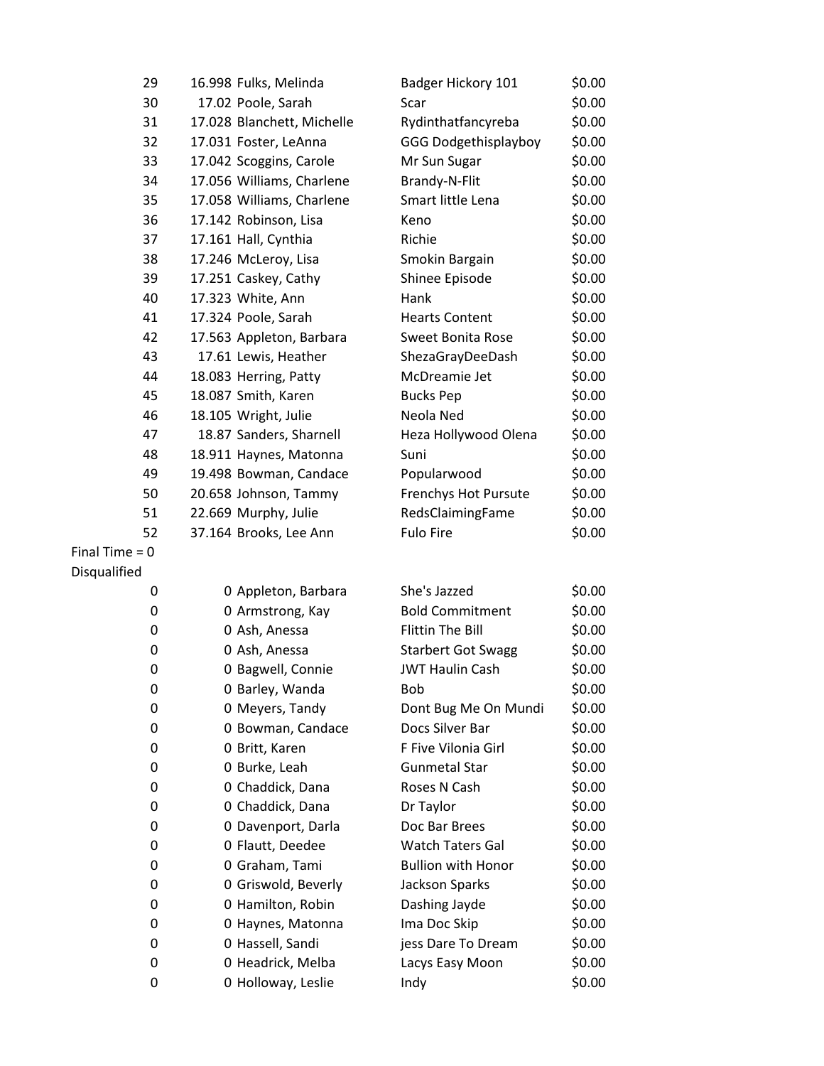| | | | | |
|---|---|---|---|---|
| 29 | 16.998 | Fulks, Melinda | Badger Hickory 101 | $0.00 |
| 30 | 17.02 | Poole, Sarah | Scar | $0.00 |
| 31 | 17.028 | Blanchett, Michelle | Rydinthatfancyreba | $0.00 |
| 32 | 17.031 | Foster, LeAnna | GGG Dodgethisplayboy | $0.00 |
| 33 | 17.042 | Scoggins, Carole | Mr Sun Sugar | $0.00 |
| 34 | 17.056 | Williams, Charlene | Brandy-N-Flit | $0.00 |
| 35 | 17.058 | Williams, Charlene | Smart little Lena | $0.00 |
| 36 | 17.142 | Robinson, Lisa | Keno | $0.00 |
| 37 | 17.161 | Hall, Cynthia | Richie | $0.00 |
| 38 | 17.246 | McLeroy, Lisa | Smokin Bargain | $0.00 |
| 39 | 17.251 | Caskey, Cathy | Shinee Episode | $0.00 |
| 40 | 17.323 | White, Ann | Hank | $0.00 |
| 41 | 17.324 | Poole, Sarah | Hearts Content | $0.00 |
| 42 | 17.563 | Appleton, Barbara | Sweet Bonita Rose | $0.00 |
| 43 | 17.61 | Lewis, Heather | ShezaGrayDeeDash | $0.00 |
| 44 | 18.083 | Herring, Patty | McDreamie Jet | $0.00 |
| 45 | 18.087 | Smith, Karen | Bucks Pep | $0.00 |
| 46 | 18.105 | Wright, Julie | Neola Ned | $0.00 |
| 47 | 18.87 | Sanders, Sharnell | Heza Hollywood Olena | $0.00 |
| 48 | 18.911 | Haynes, Matonna | Suni | $0.00 |
| 49 | 19.498 | Bowman, Candace | Popularwood | $0.00 |
| 50 | 20.658 | Johnson, Tammy | Frenchys Hot Pursute | $0.00 |
| 51 | 22.669 | Murphy, Julie | RedsClaimingFame | $0.00 |
| 52 | 37.164 | Brooks, Lee Ann | Fulo Fire | $0.00 |
| Final Time = 0 | | | | |
| Disqualified | | | | |
| 0 | 0 | Appleton, Barbara | She's Jazzed | $0.00 |
| 0 | 0 | Armstrong, Kay | Bold Commitment | $0.00 |
| 0 | 0 | Ash, Anessa | Flittin The Bill | $0.00 |
| 0 | 0 | Ash, Anessa | Starbert Got Swagg | $0.00 |
| 0 | 0 | Bagwell, Connie | JWT Haulin Cash | $0.00 |
| 0 | 0 | Barley, Wanda | Bob | $0.00 |
| 0 | 0 | Meyers, Tandy | Dont Bug Me On Mundi | $0.00 |
| 0 | 0 | Bowman, Candace | Docs Silver Bar | $0.00 |
| 0 | 0 | Britt, Karen | F Five Vilonia Girl | $0.00 |
| 0 | 0 | Burke, Leah | Gunmetal Star | $0.00 |
| 0 | 0 | Chaddick, Dana | Roses N Cash | $0.00 |
| 0 | 0 | Chaddick, Dana | Dr Taylor | $0.00 |
| 0 | 0 | Davenport, Darla | Doc Bar Brees | $0.00 |
| 0 | 0 | Flautt, Deedee | Watch Taters Gal | $0.00 |
| 0 | 0 | Graham, Tami | Bullion with Honor | $0.00 |
| 0 | 0 | Griswold, Beverly | Jackson Sparks | $0.00 |
| 0 | 0 | Hamilton, Robin | Dashing Jayde | $0.00 |
| 0 | 0 | Haynes, Matonna | Ima Doc Skip | $0.00 |
| 0 | 0 | Hassell, Sandi | jess Dare To Dream | $0.00 |
| 0 | 0 | Headrick, Melba | Lacys Easy Moon | $0.00 |
| 0 | 0 | Holloway, Leslie | Indy | $0.00 |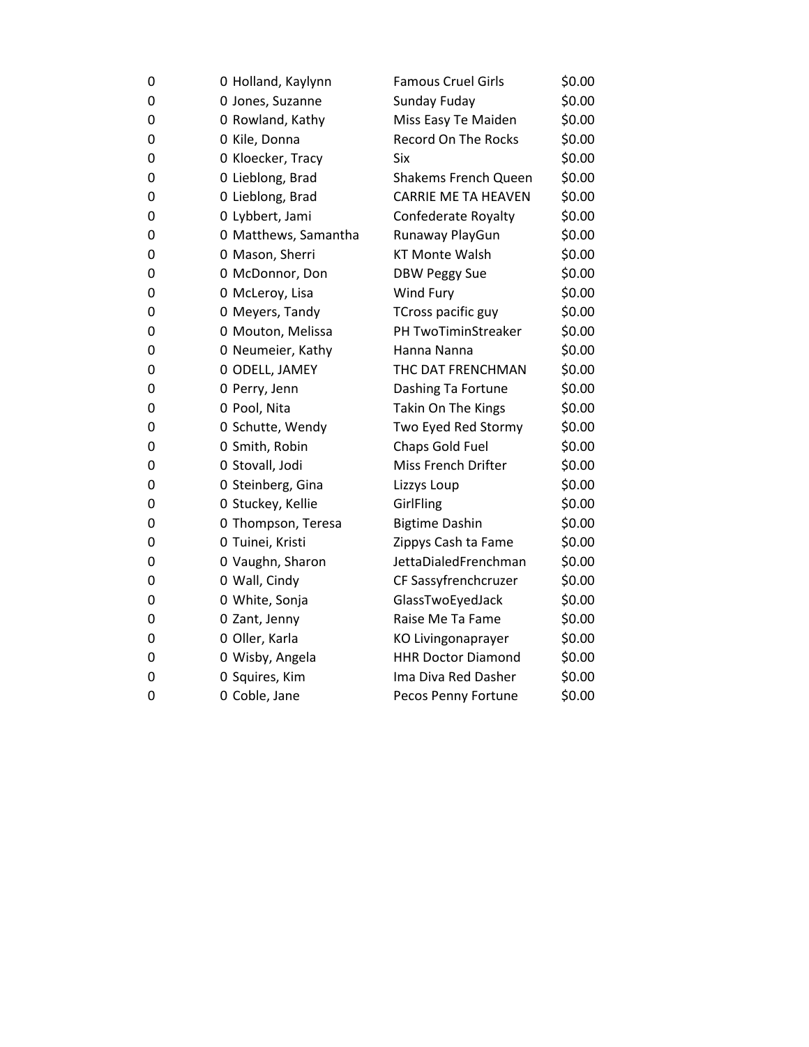| | | | | |
|---|---|---|---|---|
| 0 | 0 | Holland, Kaylynn | Famous Cruel Girls | $0.00 |
| 0 | 0 | Jones, Suzanne | Sunday Fuday | $0.00 |
| 0 | 0 | Rowland, Kathy | Miss Easy Te Maiden | $0.00 |
| 0 | 0 | Kile, Donna | Record On The Rocks | $0.00 |
| 0 | 0 | Kloecker, Tracy | Six | $0.00 |
| 0 | 0 | Lieblong, Brad | Shakems French Queen | $0.00 |
| 0 | 0 | Lieblong, Brad | CARRIE ME TA HEAVEN | $0.00 |
| 0 | 0 | Lybbert, Jami | Confederate Royalty | $0.00 |
| 0 | 0 | Matthews, Samantha | Runaway PlayGun | $0.00 |
| 0 | 0 | Mason, Sherri | KT Monte Walsh | $0.00 |
| 0 | 0 | McDonnor, Don | DBW Peggy Sue | $0.00 |
| 0 | 0 | McLeroy, Lisa | Wind Fury | $0.00 |
| 0 | 0 | Meyers, Tandy | TCross pacific guy | $0.00 |
| 0 | 0 | Mouton, Melissa | PH TwoTiminStreaker | $0.00 |
| 0 | 0 | Neumeier, Kathy | Hanna Nanna | $0.00 |
| 0 | 0 | ODELL, JAMEY | THC DAT FRENCHMAN | $0.00 |
| 0 | 0 | Perry, Jenn | Dashing Ta Fortune | $0.00 |
| 0 | 0 | Pool, Nita | Takin On The Kings | $0.00 |
| 0 | 0 | Schutte, Wendy | Two Eyed Red Stormy | $0.00 |
| 0 | 0 | Smith, Robin | Chaps Gold Fuel | $0.00 |
| 0 | 0 | Stovall, Jodi | Miss French Drifter | $0.00 |
| 0 | 0 | Steinberg, Gina | Lizzys Loup | $0.00 |
| 0 | 0 | Stuckey, Kellie | GirlFling | $0.00 |
| 0 | 0 | Thompson, Teresa | Bigtime Dashin | $0.00 |
| 0 | 0 | Tuinei, Kristi | Zippys Cash ta Fame | $0.00 |
| 0 | 0 | Vaughn, Sharon | JettaDialedFrenchman | $0.00 |
| 0 | 0 | Wall, Cindy | CF Sassyfrenchcruzer | $0.00 |
| 0 | 0 | White, Sonja | GlassTwoEyedJack | $0.00 |
| 0 | 0 | Zant, Jenny | Raise Me Ta Fame | $0.00 |
| 0 | 0 | Oller, Karla | KO Livingonaprayer | $0.00 |
| 0 | 0 | Wisby, Angela | HHR Doctor Diamond | $0.00 |
| 0 | 0 | Squires, Kim | Ima Diva Red Dasher | $0.00 |
| 0 | 0 | Coble, Jane | Pecos Penny Fortune | $0.00 |